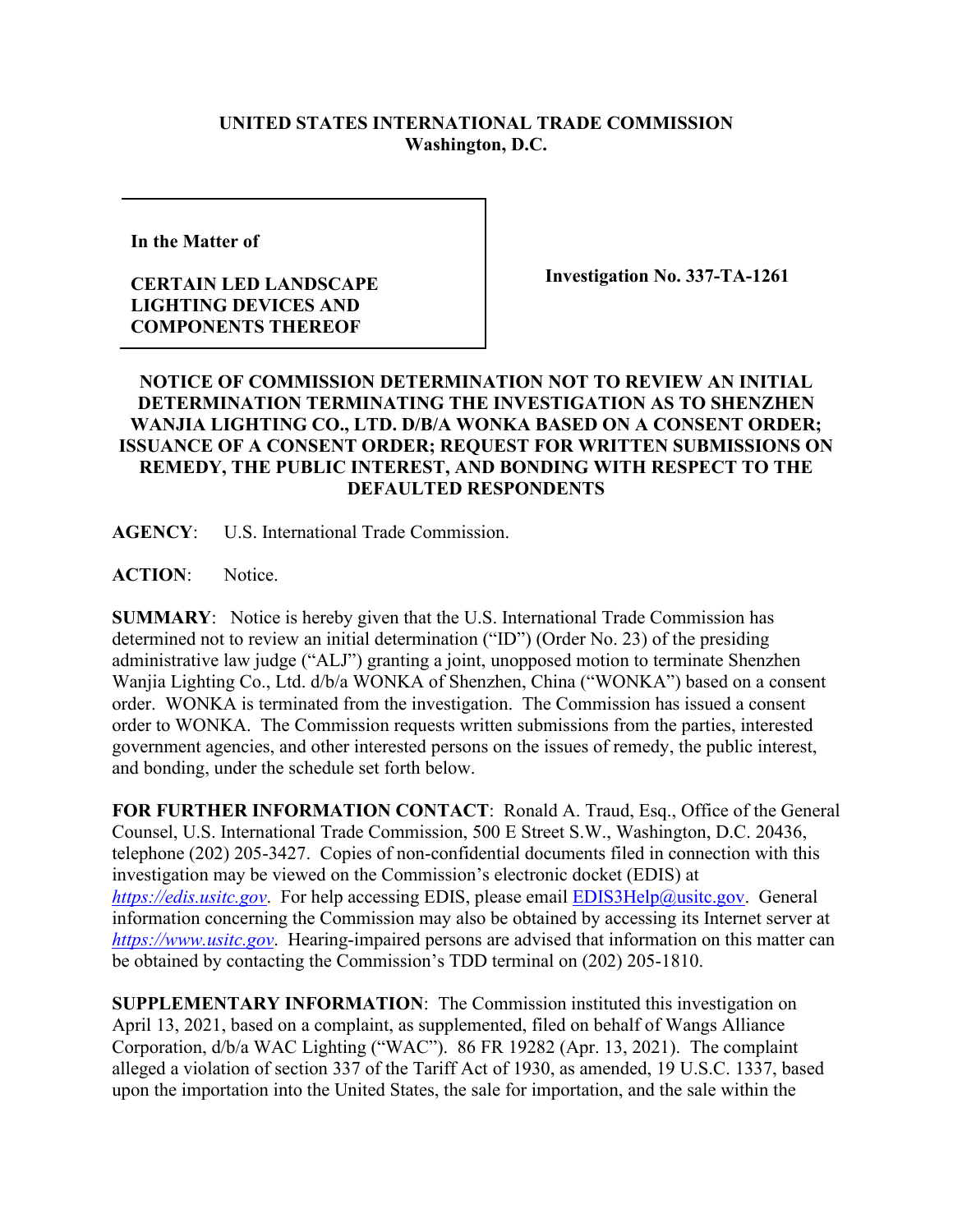**UNITED STATES INTERNATIONAL TRADE COMMISSION**
**Washington, D.C.**

| | |
|---|---|
| **In the Matter of**<br><br>**CERTAIN LED LANDSCAPE LIGHTING DEVICES AND COMPONENTS THEREOF** | **Investigation No. 337-TA-1261** |

**NOTICE OF COMMISSION DETERMINATION NOT TO REVIEW AN INITIAL DETERMINATION TERMINATING THE INVESTIGATION AS TO SHENZHEN WANJIA LIGHTING CO., LTD. D/B/A WONKA BASED ON A CONSENT ORDER; ISSUANCE OF A CONSENT ORDER; REQUEST FOR WRITTEN SUBMISSIONS ON REMEDY, THE PUBLIC INTEREST, AND BONDING WITH RESPECT TO THE DEFAULTED RESPONDENTS**

**AGENCY**: U.S. International Trade Commission.

**ACTION**: Notice.

**SUMMARY**: Notice is hereby given that the U.S. International Trade Commission has determined not to review an initial determination ("ID") (Order No. 23) of the presiding administrative law judge ("ALJ") granting a joint, unopposed motion to terminate Shenzhen Wanjia Lighting Co., Ltd. d/b/a WONKA of Shenzhen, China ("WONKA") based on a consent order. WONKA is terminated from the investigation. The Commission has issued a consent order to WONKA. The Commission requests written submissions from the parties, interested government agencies, and other interested persons on the issues of remedy, the public interest, and bonding, under the schedule set forth below.

**FOR FURTHER INFORMATION CONTACT**: Ronald A. Traud, Esq., Office of the General Counsel, U.S. International Trade Commission, 500 E Street S.W., Washington, D.C. 20436, telephone (202) 205-3427. Copies of non-confidential documents filed in connection with this investigation may be viewed on the Commission's electronic docket (EDIS) at *https://edis.usitc.gov*. For help accessing EDIS, please email EDIS3Help@usitc.gov. General information concerning the Commission may also be obtained by accessing its Internet server at *https://www.usitc.gov*. Hearing-impaired persons are advised that information on this matter can be obtained by contacting the Commission's TDD terminal on (202) 205-1810.

**SUPPLEMENTARY INFORMATION**: The Commission instituted this investigation on April 13, 2021, based on a complaint, as supplemented, filed on behalf of Wangs Alliance Corporation, d/b/a WAC Lighting ("WAC"). 86 FR 19282 (Apr. 13, 2021). The complaint alleged a violation of section 337 of the Tariff Act of 1930, as amended, 19 U.S.C. 1337, based upon the importation into the United States, the sale for importation, and the sale within the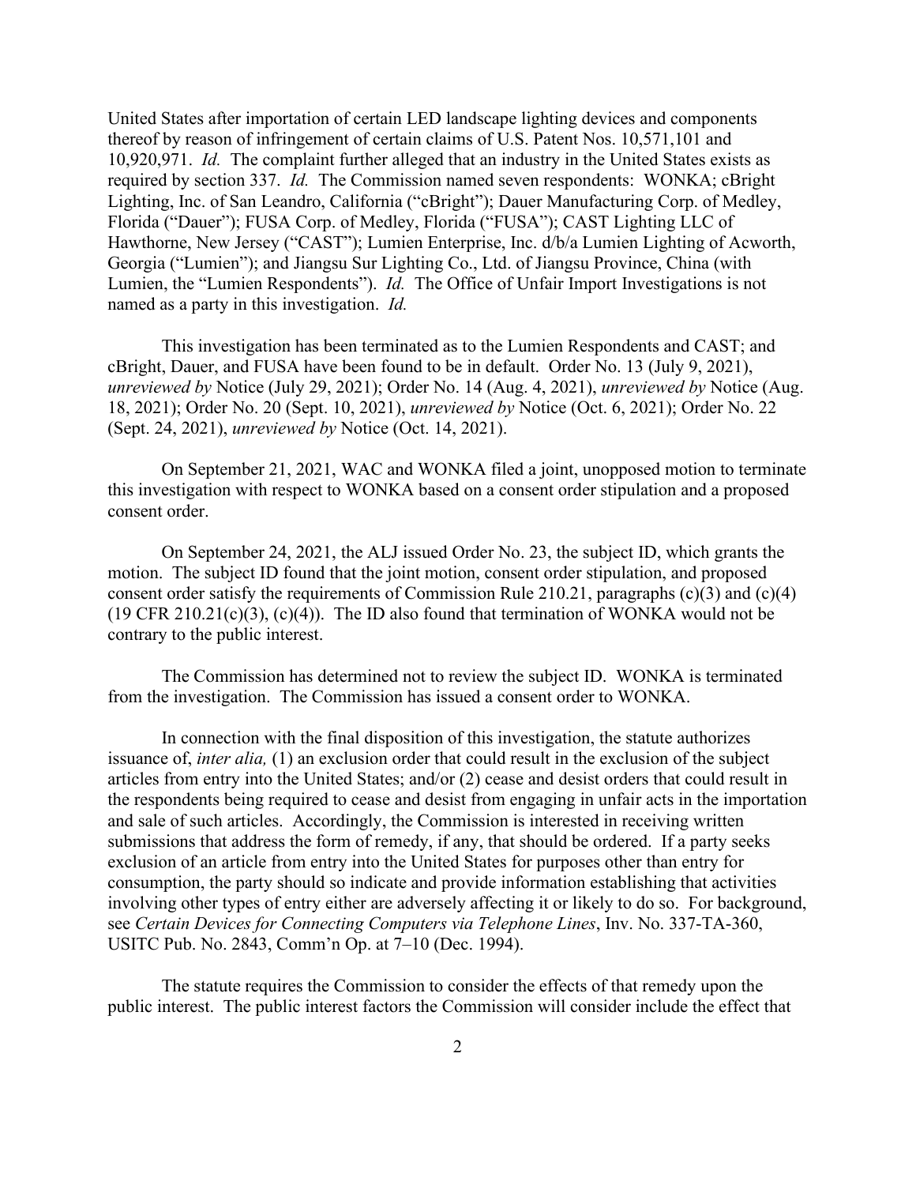United States after importation of certain LED landscape lighting devices and components thereof by reason of infringement of certain claims of U.S. Patent Nos. 10,571,101 and 10,920,971. *Id.* The complaint further alleged that an industry in the United States exists as required by section 337. *Id.* The Commission named seven respondents: WONKA; cBright Lighting, Inc. of San Leandro, California ("cBright"); Dauer Manufacturing Corp. of Medley, Florida ("Dauer"); FUSA Corp. of Medley, Florida ("FUSA"); CAST Lighting LLC of Hawthorne, New Jersey ("CAST"); Lumien Enterprise, Inc. d/b/a Lumien Lighting of Acworth, Georgia ("Lumien"); and Jiangsu Sur Lighting Co., Ltd. of Jiangsu Province, China (with Lumien, the "Lumien Respondents"). *Id.* The Office of Unfair Import Investigations is not named as a party in this investigation. *Id.*

This investigation has been terminated as to the Lumien Respondents and CAST; and cBright, Dauer, and FUSA have been found to be in default. Order No. 13 (July 9, 2021), *unreviewed by* Notice (July 29, 2021); Order No. 14 (Aug. 4, 2021), *unreviewed by* Notice (Aug. 18, 2021); Order No. 20 (Sept. 10, 2021), *unreviewed by* Notice (Oct. 6, 2021); Order No. 22 (Sept. 24, 2021), *unreviewed by* Notice (Oct. 14, 2021).

On September 21, 2021, WAC and WONKA filed a joint, unopposed motion to terminate this investigation with respect to WONKA based on a consent order stipulation and a proposed consent order.

On September 24, 2021, the ALJ issued Order No. 23, the subject ID, which grants the motion. The subject ID found that the joint motion, consent order stipulation, and proposed consent order satisfy the requirements of Commission Rule 210.21, paragraphs (c)(3) and (c)(4) (19 CFR 210.21(c)(3), (c)(4)). The ID also found that termination of WONKA would not be contrary to the public interest.

The Commission has determined not to review the subject ID. WONKA is terminated from the investigation. The Commission has issued a consent order to WONKA.

In connection with the final disposition of this investigation, the statute authorizes issuance of, *inter alia,* (1) an exclusion order that could result in the exclusion of the subject articles from entry into the United States; and/or (2) cease and desist orders that could result in the respondents being required to cease and desist from engaging in unfair acts in the importation and sale of such articles. Accordingly, the Commission is interested in receiving written submissions that address the form of remedy, if any, that should be ordered. If a party seeks exclusion of an article from entry into the United States for purposes other than entry for consumption, the party should so indicate and provide information establishing that activities involving other types of entry either are adversely affecting it or likely to do so. For background, see *Certain Devices for Connecting Computers via Telephone Lines*, Inv. No. 337-TA-360, USITC Pub. No. 2843, Comm'n Op. at 7–10 (Dec. 1994).

The statute requires the Commission to consider the effects of that remedy upon the public interest. The public interest factors the Commission will consider include the effect that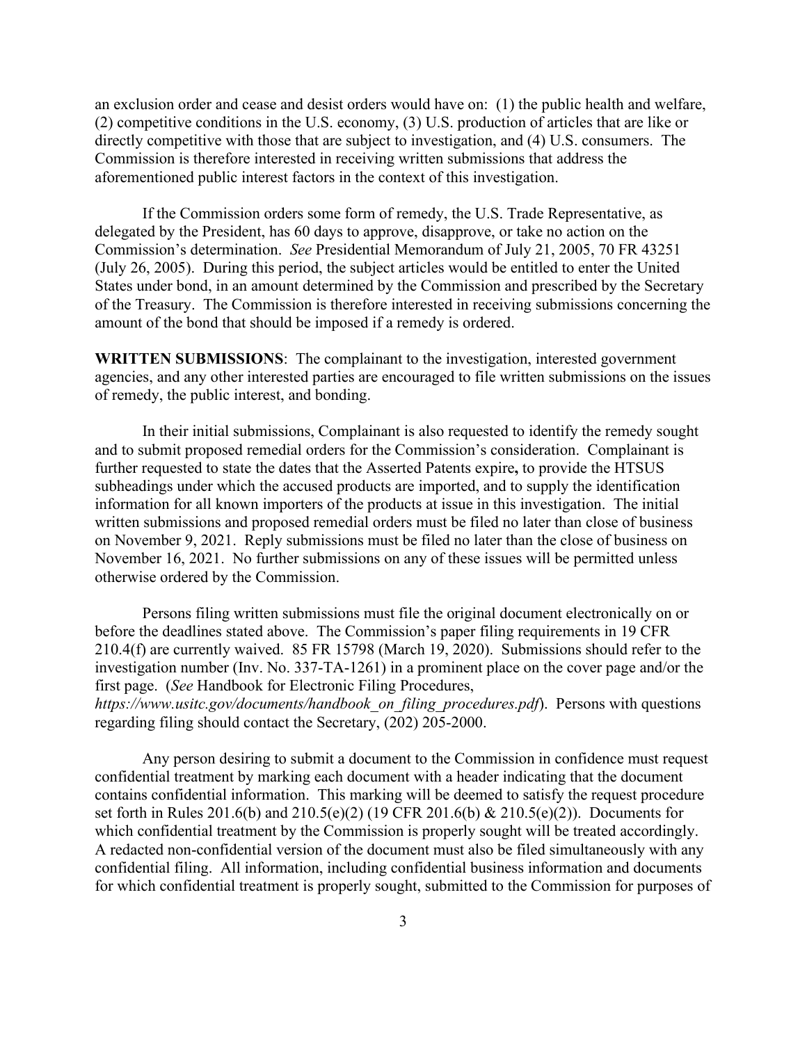an exclusion order and cease and desist orders would have on: (1) the public health and welfare, (2) competitive conditions in the U.S. economy, (3) U.S. production of articles that are like or directly competitive with those that are subject to investigation, and (4) U.S. consumers. The Commission is therefore interested in receiving written submissions that address the aforementioned public interest factors in the context of this investigation.

If the Commission orders some form of remedy, the U.S. Trade Representative, as delegated by the President, has 60 days to approve, disapprove, or take no action on the Commission's determination. *See* Presidential Memorandum of July 21, 2005, 70 FR 43251 (July 26, 2005). During this period, the subject articles would be entitled to enter the United States under bond, in an amount determined by the Commission and prescribed by the Secretary of the Treasury. The Commission is therefore interested in receiving submissions concerning the amount of the bond that should be imposed if a remedy is ordered.

**WRITTEN SUBMISSIONS**: The complainant to the investigation, interested government agencies, and any other interested parties are encouraged to file written submissions on the issues of remedy, the public interest, and bonding.

In their initial submissions, Complainant is also requested to identify the remedy sought and to submit proposed remedial orders for the Commission's consideration. Complainant is further requested to state the dates that the Asserted Patents expire**,** to provide the HTSUS subheadings under which the accused products are imported, and to supply the identification information for all known importers of the products at issue in this investigation. The initial written submissions and proposed remedial orders must be filed no later than close of business on November 9, 2021. Reply submissions must be filed no later than the close of business on November 16, 2021. No further submissions on any of these issues will be permitted unless otherwise ordered by the Commission.

Persons filing written submissions must file the original document electronically on or before the deadlines stated above. The Commission's paper filing requirements in 19 CFR 210.4(f) are currently waived. 85 FR 15798 (March 19, 2020). Submissions should refer to the investigation number (Inv. No. 337-TA-1261) in a prominent place on the cover page and/or the first page. (*See* Handbook for Electronic Filing Procedures, *https://www.usitc.gov/documents/handbook_on_filing_procedures.pdf*). Persons with questions regarding filing should contact the Secretary, (202) 205-2000.

Any person desiring to submit a document to the Commission in confidence must request confidential treatment by marking each document with a header indicating that the document contains confidential information. This marking will be deemed to satisfy the request procedure set forth in Rules 201.6(b) and 210.5(e)(2) (19 CFR 201.6(b) & 210.5(e)(2)). Documents for which confidential treatment by the Commission is properly sought will be treated accordingly. A redacted non-confidential version of the document must also be filed simultaneously with any confidential filing. All information, including confidential business information and documents for which confidential treatment is properly sought, submitted to the Commission for purposes of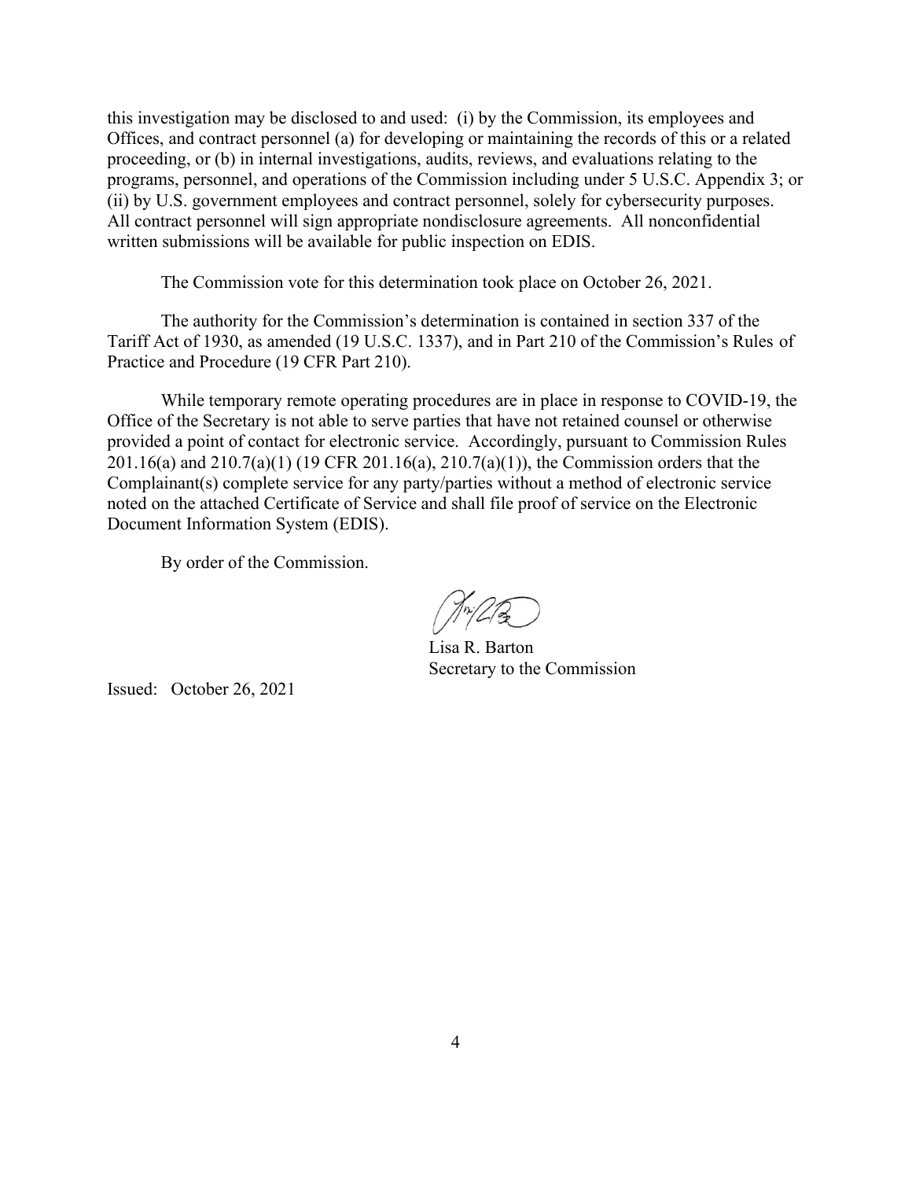this investigation may be disclosed to and used: (i) by the Commission, its employees and Offices, and contract personnel (a) for developing or maintaining the records of this or a related proceeding, or (b) in internal investigations, audits, reviews, and evaluations relating to the programs, personnel, and operations of the Commission including under 5 U.S.C. Appendix 3; or (ii) by U.S. government employees and contract personnel, solely for cybersecurity purposes. All contract personnel will sign appropriate nondisclosure agreements. All nonconfidential written submissions will be available for public inspection on EDIS.

The Commission vote for this determination took place on October 26, 2021.

The authority for the Commission's determination is contained in section 337 of the Tariff Act of 1930, as amended (19 U.S.C. 1337), and in Part 210 of the Commission's Rules of Practice and Procedure (19 CFR Part 210).

While temporary remote operating procedures are in place in response to COVID-19, the Office of the Secretary is not able to serve parties that have not retained counsel or otherwise provided a point of contact for electronic service. Accordingly, pursuant to Commission Rules 201.16(a) and 210.7(a)(1) (19 CFR 201.16(a), 210.7(a)(1)), the Commission orders that the Complainant(s) complete service for any party/parties without a method of electronic service noted on the attached Certificate of Service and shall file proof of service on the Electronic Document Information System (EDIS).

By order of the Commission.

Lisa R. Barton
Secretary to the Commission

Issued: October 26, 2021